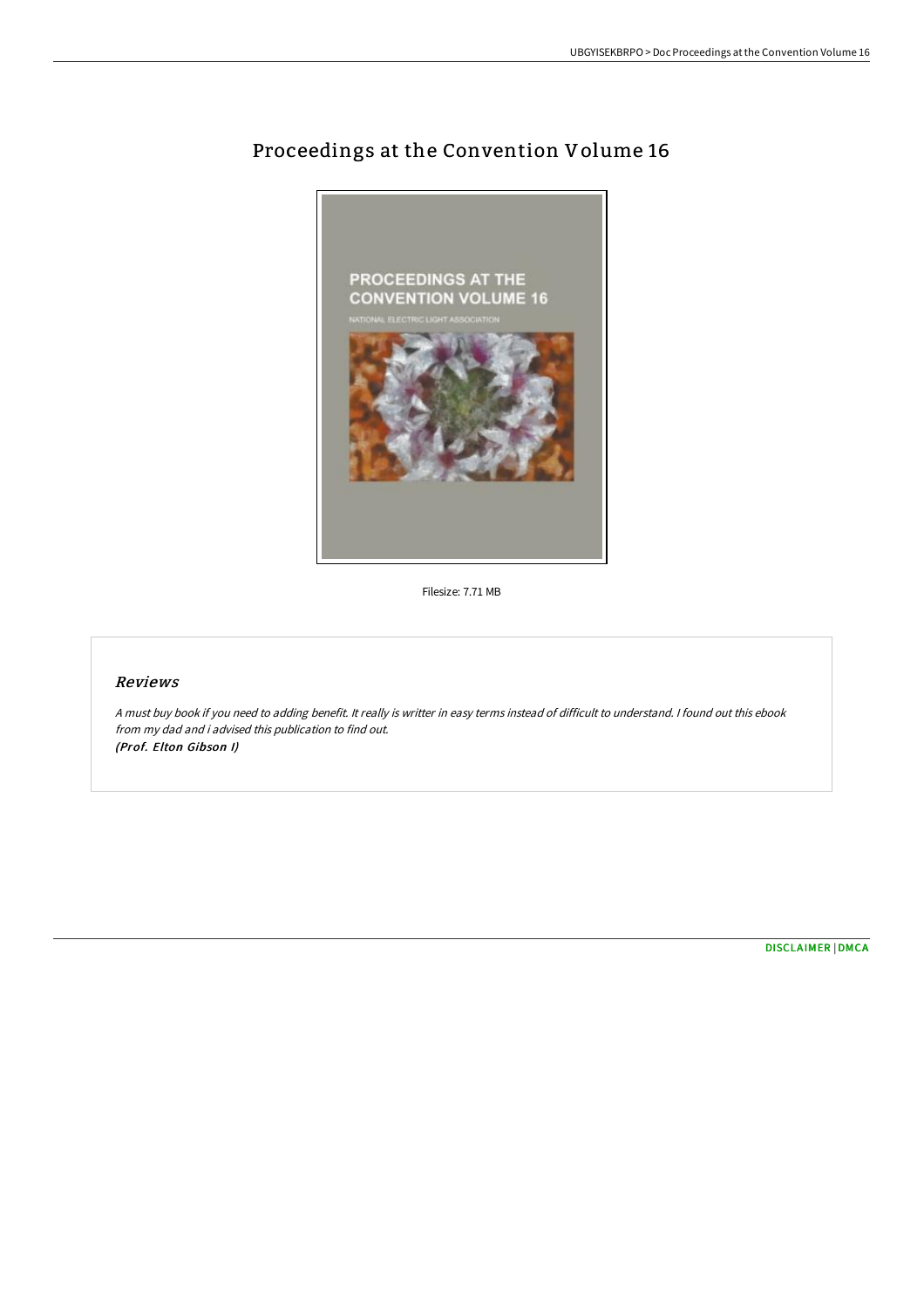# Proceedings at the Convention Volume 16

Filesize: 7.71 MB

## *Reviews*

*A must buy book if you need to adding benefit. It really is writter in easy terms instead of difficult to understand. I found out this ebook from my dad and i advised this publication to find out.*
***(Prof. Elton Gibson I)***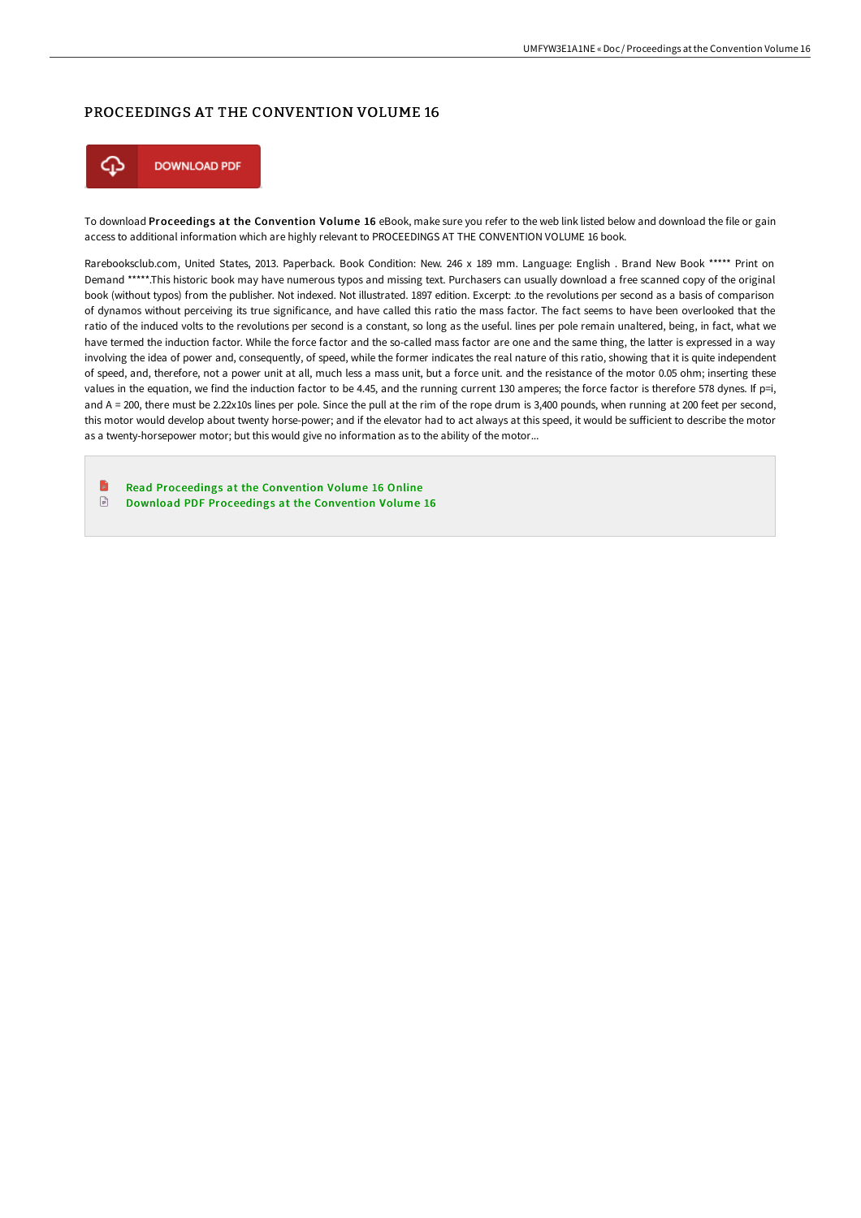## PROCEEDINGS AT THE CONVENTION VOLUME 16

DOWNLOAD PDF

To download **Proceedings at the Convention Volume 16** eBook, make sure you refer to the web link listed below and download the file or gain access to additional information which are highly relevant to PROCEEDINGS AT THE CONVENTION VOLUME 16 book.

Rarebooksclub.com, United States, 2013. Paperback. Book Condition: New. 246 x 189 mm. Language: English . Brand New Book ***** Print on Demand *****.This historic book may have numerous typos and missing text. Purchasers can usually download a free scanned copy of the original book (without typos) from the publisher. Not indexed. Not illustrated. 1897 edition. Excerpt: .to the revolutions per second as a basis of comparison of dynamos without perceiving its true significance, and have called this ratio the mass factor. The fact seems to have been overlooked that the ratio of the induced volts to the revolutions per second is a constant, so long as the useful. lines per pole remain unaltered, being, in fact, what we have termed the induction factor. While the force factor and the so-called mass factor are one and the same thing, the latter is expressed in a way involving the idea of power and, consequently, of speed, while the former indicates the real nature of this ratio, showing that it is quite independent of speed, and, therefore, not a power unit at all, much less a mass unit, but a force unit. and the resistance of the motor 0.05 ohm; inserting these values in the equation, we find the induction factor to be 4.45, and the running current 130 amperes; the force factor is therefore 578 dynes. If p=i, and A = 200, there must be 2.22x10s lines per pole. Since the pull at the rim of the rope drum is 3,400 pounds, when running at 200 feet per second, this motor would develop about twenty horse-power; and if the elevator had to act always at this speed, it would be sufficient to describe the motor as a twenty-horsepower motor; but this would give no information as to the ability of the motor...

- Read Proceedings at the Convention Volume 16 Online
- Download PDF Proceedings at the Convention Volume 16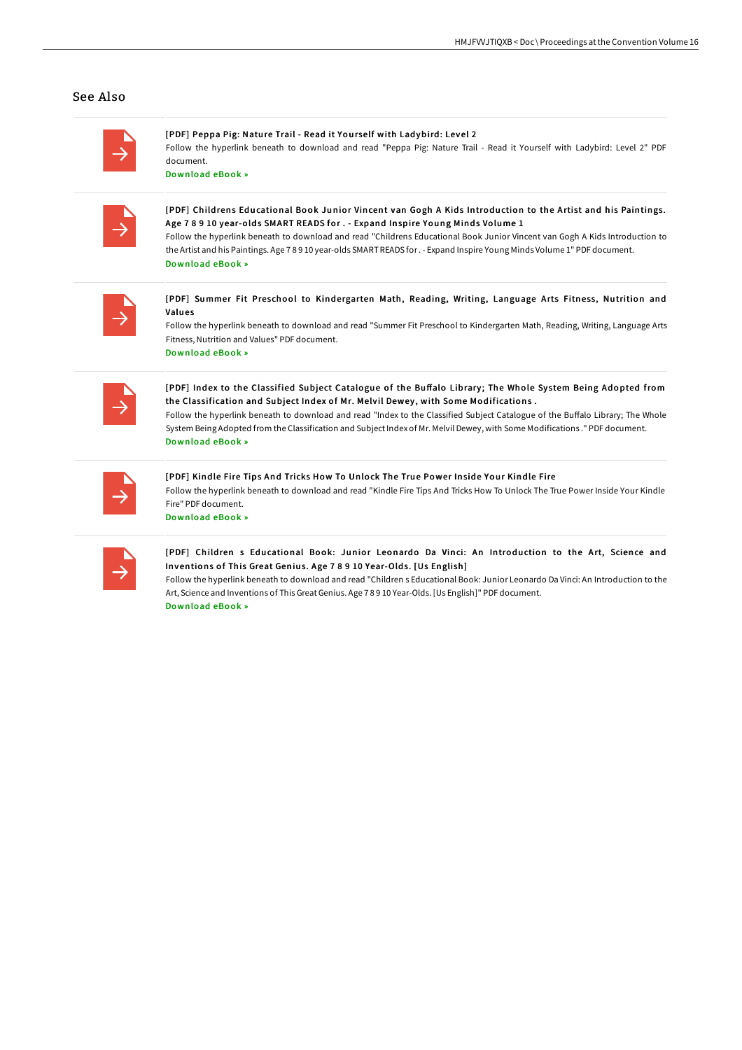## See Also

[PDF] Peppa Pig: Nature Trail - Read it Yourself with Ladybird: Level 2

Follow the hyperlink beneath to download and read "Peppa Pig: Nature Trail - Read it Yourself with Ladybird: Level 2" PDF document.

Download eBook »

[PDF] Childrens Educational Book Junior Vincent van Gogh A Kids Introduction to the Artist and his Paintings. Age 7 8 9 10 year-olds SMART READS for . - Expand Inspire Young Minds Volume 1

Follow the hyperlink beneath to download and read "Childrens Educational Book Junior Vincent van Gogh A Kids Introduction to the Artist and his Paintings. Age 7 8 9 10 year-olds SMART READS for . - Expand Inspire Young Minds Volume 1" PDF document.

Download eBook »

[PDF] Summer Fit Preschool to Kindergarten Math, Reading, Writing, Language Arts Fitness, Nutrition and Values

Follow the hyperlink beneath to download and read "Summer Fit Preschool to Kindergarten Math, Reading, Writing, Language Arts Fitness, Nutrition and Values" PDF document.

Download eBook »

[PDF] Index to the Classified Subject Catalogue of the Buffalo Library; The Whole System Being Adopted from the Classification and Subject Index of Mr. Melvil Dewey, with Some Modifications .

Follow the hyperlink beneath to download and read "Index to the Classified Subject Catalogue of the Buffalo Library; The Whole System Being Adopted from the Classification and Subject Index of Mr. Melvil Dewey, with Some Modifications ." PDF document.

Download eBook »

[PDF] Kindle Fire Tips And Tricks How To Unlock The True Power Inside Your Kindle Fire

Follow the hyperlink beneath to download and read "Kindle Fire Tips And Tricks How To Unlock The True Power Inside Your Kindle Fire" PDF document.

Download eBook »

[PDF] Children s Educational Book: Junior Leonardo Da Vinci: An Introduction to the Art, Science and Inventions of This Great Genius. Age 7 8 9 10 Year-Olds. [Us English]

Follow the hyperlink beneath to download and read "Children s Educational Book: Junior Leonardo Da Vinci: An Introduction to the Art, Science and Inventions of This Great Genius. Age 7 8 9 10 Year-Olds. [Us English]" PDF document.

Download eBook »